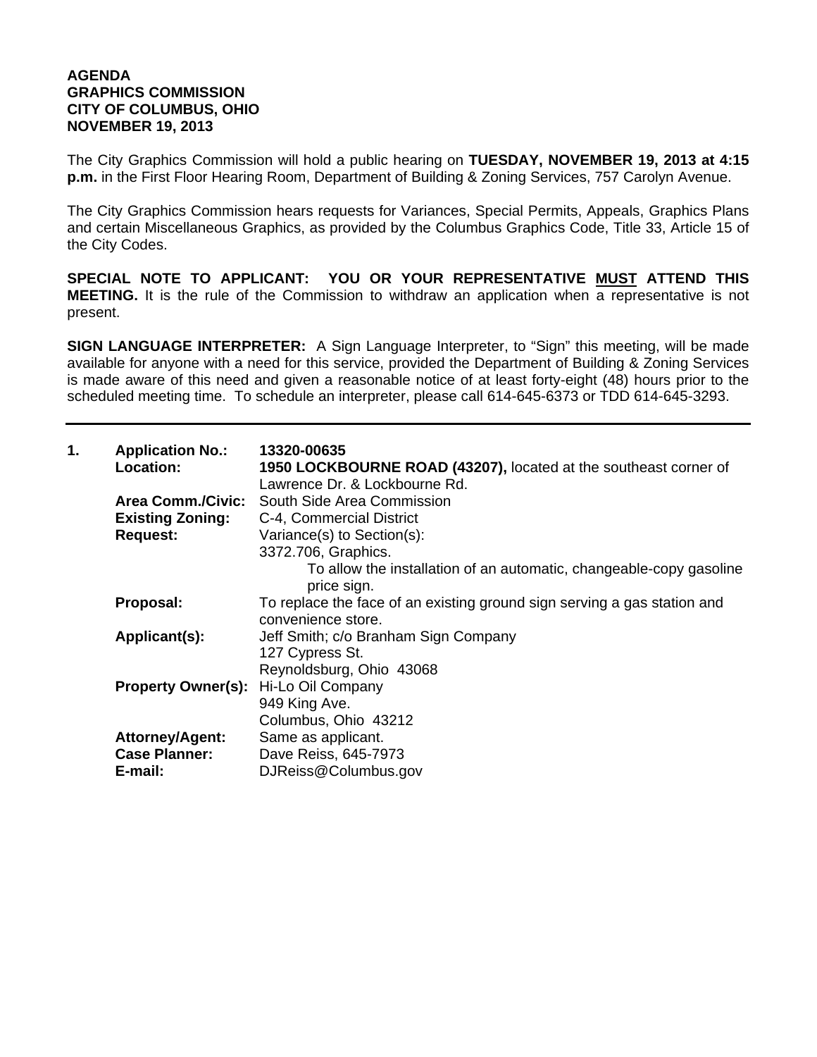**AGENDA**
**GRAPHICS COMMISSION**
**CITY OF COLUMBUS, OHIO**
**NOVEMBER 19, 2013**

The City Graphics Commission will hold a public hearing on **TUESDAY, NOVEMBER 19, 2013 at 4:15 p.m.** in the First Floor Hearing Room, Department of Building & Zoning Services, 757 Carolyn Avenue.

The City Graphics Commission hears requests for Variances, Special Permits, Appeals, Graphics Plans and certain Miscellaneous Graphics, as provided by the Columbus Graphics Code, Title 33, Article 15 of the City Codes.

**SPECIAL NOTE TO APPLICANT: YOU OR YOUR REPRESENTATIVE MUST ATTEND THIS MEETING.** It is the rule of the Commission to withdraw an application when a representative is not present.

**SIGN LANGUAGE INTERPRETER:** A Sign Language Interpreter, to "Sign" this meeting, will be made available for anyone with a need for this service, provided the Department of Building & Zoning Services is made aware of this need and given a reasonable notice of at least forty-eight (48) hours prior to the scheduled meeting time. To schedule an interpreter, please call 614-645-6373 or TDD 614-645-3293.

---

**1.** **Application No.:** **13320-00635**

**Location:** **1950 LOCKBOURNE ROAD (43207),** located at the southeast corner of Lawrence Dr. & Lockbourne Rd.

**Area Comm./Civic:** South Side Area Commission

**Existing Zoning:** C-4, Commercial District

**Request:** Variance(s) to Section(s):
3372.706, Graphics.
To allow the installation of an automatic, changeable-copy gasoline price sign.

**Proposal:** To replace the face of an existing ground sign serving a gas station and convenience store.

**Applicant(s):** Jeff Smith; c/o Branham Sign Company
127 Cypress St.
Reynoldsburg, Ohio 43068

**Property Owner(s):** Hi-Lo Oil Company
949 King Ave.
Columbus, Ohio 43212

**Attorney/Agent:** Same as applicant.

**Case Planner:** Dave Reiss, 645-7973

**E-mail:** DJReiss@Columbus.gov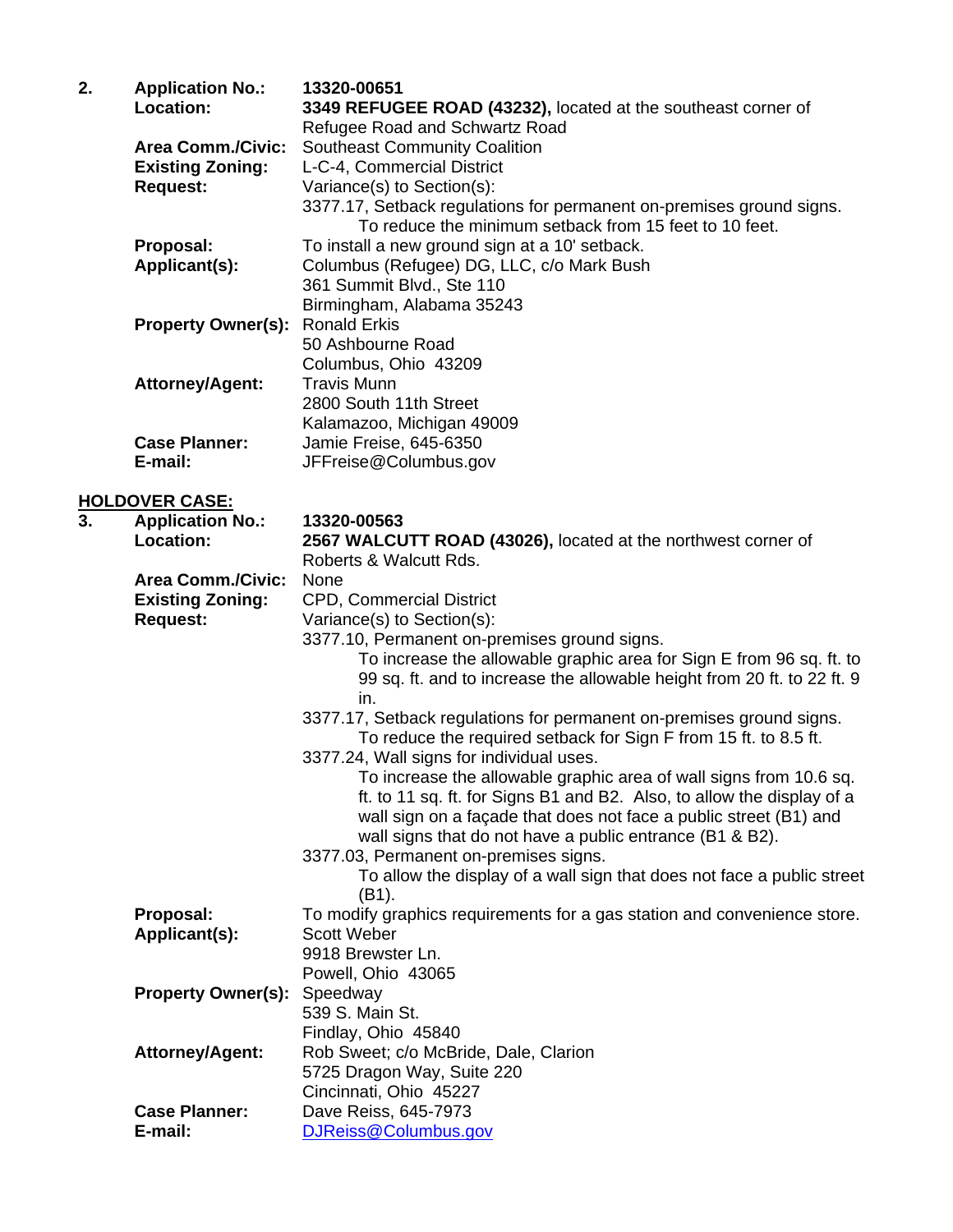2. **Application No.:** **13320-00651**

**Location:** **3349 REFUGEE ROAD (43232),** located at the southeast corner of Refugee Road and Schwartz Road

**Area Comm./Civic:** Southeast Community Coalition

**Existing Zoning:** L-C-4, Commercial District

**Request:** Variance(s) to Section(s):

3377.17, Setback regulations for permanent on-premises ground signs.
To reduce the minimum setback from 15 feet to 10 feet.

**Proposal:** To install a new ground sign at a 10' setback.

**Applicant(s):** Columbus (Refugee) DG, LLC, c/o Mark Bush
361 Summit Blvd., Ste 110
Birmingham, Alabama 35243

**Property Owner(s):** Ronald Erkis
50 Ashbourne Road
Columbus, Ohio 43209

**Attorney/Agent:** Travis Munn
2800 South 11th Street
Kalamazoo, Michigan 49009

**Case Planner:** Jamie Freise, 645-6350

**E-mail:** JFFreise@Columbus.gov

**<u>HOLDOVER CASE:</u>**

3. **Application No.:** **13320-00563**

**Location:** **2567 WALCUTT ROAD (43026),** located at the northwest corner of Roberts & Walcutt Rds.

**Area Comm./Civic:** None

**Existing Zoning:** CPD, Commercial District

**Request:** Variance(s) to Section(s):

3377.10, Permanent on-premises ground signs.
To increase the allowable graphic area for Sign E from 96 sq. ft. to 99 sq. ft. and to increase the allowable height from 20 ft. to 22 ft. 9 in.

3377.17, Setback regulations for permanent on-premises ground signs.
To reduce the required setback for Sign F from 15 ft. to 8.5 ft.

3377.24, Wall signs for individual uses.
To increase the allowable graphic area of wall signs from 10.6 sq. ft. to 11 sq. ft. for Signs B1 and B2. Also, to allow the display of a wall sign on a façade that does not face a public street (B1) and wall signs that do not have a public entrance (B1 & B2).

3377.03, Permanent on-premises signs.
To allow the display of a wall sign that does not face a public street (B1).

**Proposal:** To modify graphics requirements for a gas station and convenience store.

**Applicant(s):** Scott Weber
9918 Brewster Ln.
Powell, Ohio 43065

**Property Owner(s):** Speedway
539 S. Main St.
Findlay, Ohio 45840

**Attorney/Agent:** Rob Sweet; c/o McBride, Dale, Clarion
5725 Dragon Way, Suite 220
Cincinnati, Ohio 45227

**Case Planner:** Dave Reiss, 645-7973

**E-mail:** DJReiss@Columbus.gov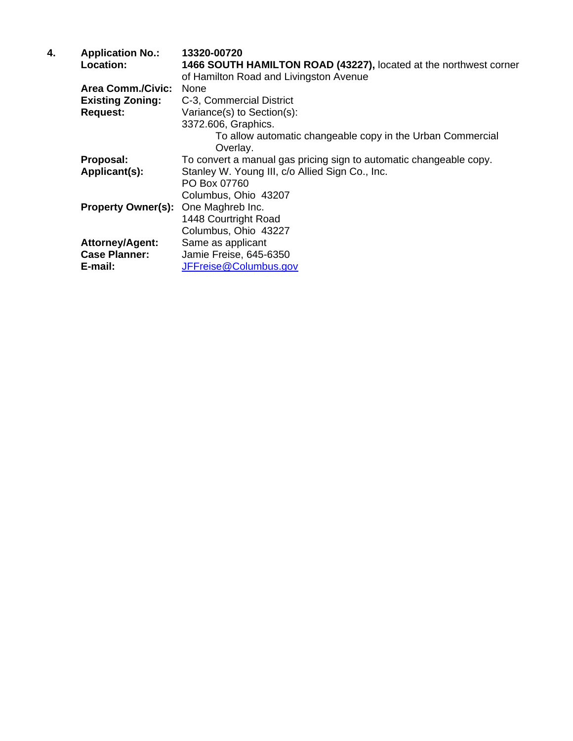4. **Application No.:** **13320-00720**

**Location:** **1466 SOUTH HAMILTON ROAD (43227),** located at the northwest corner of Hamilton Road and Livingston Avenue

**Area Comm./Civic:** None

**Existing Zoning:** C-3, Commercial District

**Request:** Variance(s) to Section(s):
3372.606, Graphics.
To allow automatic changeable copy in the Urban Commercial Overlay.

**Proposal:** To convert a manual gas pricing sign to automatic changeable copy.

**Applicant(s):** Stanley W. Young III, c/o Allied Sign Co., Inc.
PO Box 07760
Columbus, Ohio 43207

**Property Owner(s):** One Maghreb Inc.
1448 Courtright Road
Columbus, Ohio 43227

**Attorney/Agent:** Same as applicant

**Case Planner:** Jamie Freise, 645-6350

**E-mail:** JFFreise@Columbus.gov